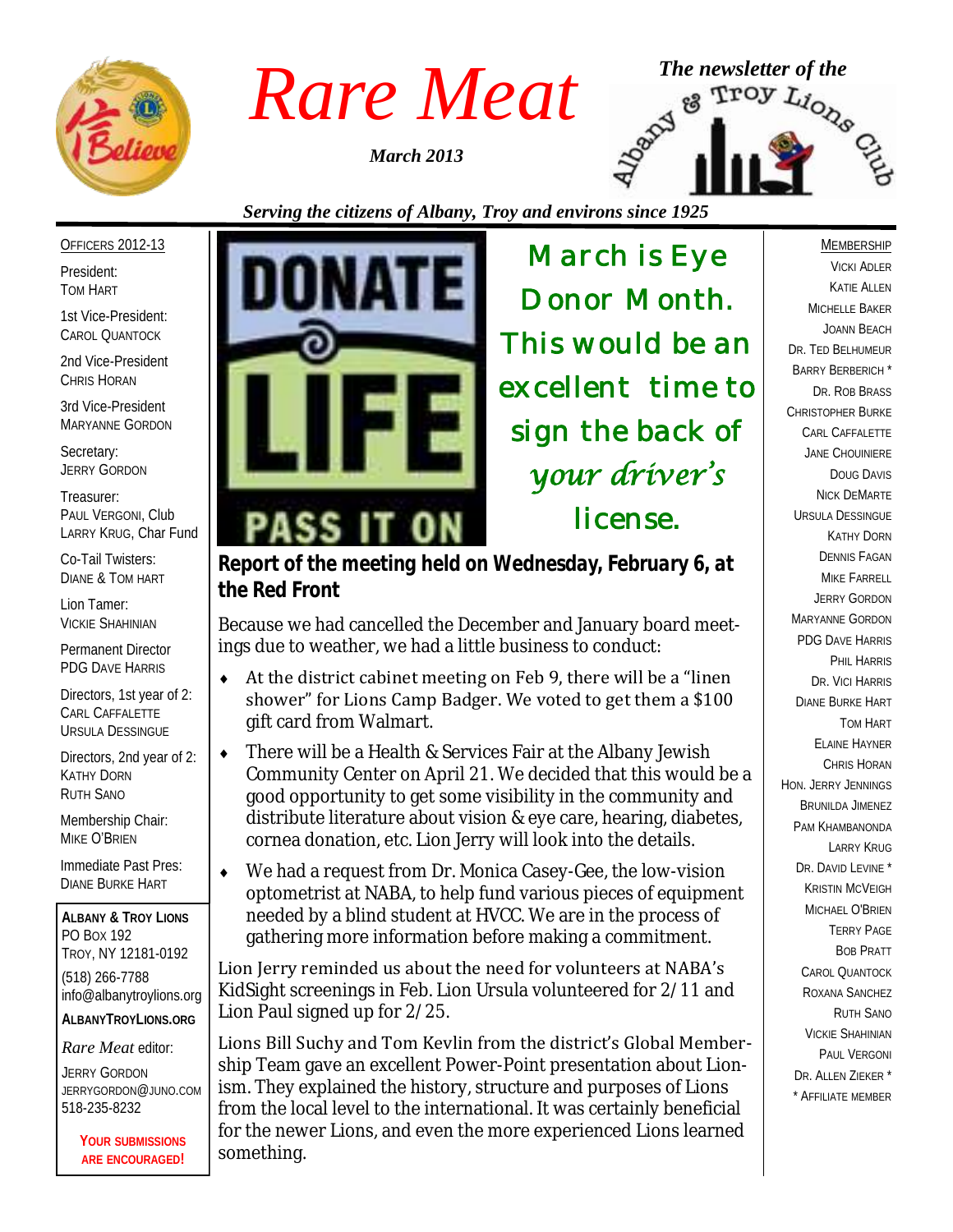# Rare Meat

*March 2013*

*The newsletter of the Albany & Troy Lions Club*

*Serving the citizens of Albany, Troy and environs since 1925*

OFFICERS 2012-13

President:
TOM HART

1st Vice-President:
CAROL QUANTOCK

2nd Vice-President
CHRIS HORAN

3rd Vice-President
MARYANNE GORDON

Secretary:
JERRY GORDON

Treasurer:
PAUL VERGONI, Club
LARRY KRUG, Char Fund

Co-Tail Twisters:
DIANE & TOM HART

Lion Tamer:
VICKIE SHAHINIAN

Permanent Director
PDG DAVE HARRIS

Directors, 1st year of 2:
CARL CAFFALETTE
URSULA DESSINGUE

Directors, 2nd year of 2:
KATHY DORN
RUTH SANO

Membership Chair:
MIKE O'BRIEN

Immediate Past Pres:
DIANE BURKE HART

**ALBANY & TROY LIONS**
PO BOX 192
TROY, NY 12181-0192
(518) 266-7788
info@albanytroylions.org

**ALBANYTROYLIONS.ORG**

*Rare Meat* editor:
JERRY GORDON
JERRYGORDON@JUNO.COM
518-235-8232

**YOUR SUBMISSIONS ARE ENCOURAGED!**

DONATE LIFE
PASS IT ON

March is Eye Donor Month. This would be an excellent time to sign the back of *your driver's* license.

## Report of the meeting held on Wednesday, February 6, at the Red Front

Because we had cancelled the December and January board meetings due to weather, we had a little business to conduct:

- At the district cabinet meeting on Feb 9, there will be a "linen shower" for Lions Camp Badger. We voted to get them a $100 gift card from Walmart.
- There will be a Health & Services Fair at the Albany Jewish Community Center on April 21. We decided that this would be a good opportunity to get some visibility in the community and distribute literature about vision & eye care, hearing, diabetes, cornea donation, etc. Lion Jerry will look into the details.
- We had a request from Dr. Monica Casey-Gee, the low-vision optometrist at NABA, to help fund various pieces of equipment needed by a blind student at HVCC. We are in the process of gathering more information before making a commitment.

Lion Jerry reminded us about the need for volunteers at NABA's KidSight screenings in Feb. Lion Ursula volunteered for 2/11 and Lion Paul signed up for 2/25.

Lions Bill Suchy and Tom Kevlin from the district's Global Membership Team gave an excellent Power-Point presentation about Lionism. They explained the history, structure and purposes of Lions from the local level to the international. It was certainly beneficial for the newer Lions, and even the more experienced Lions learned something.

MEMBERSHIP

VICKI ADLER
KATIE ALLEN
MICHELLE BAKER
JOANN BEACH
DR. TED BELHUMEUR
BARRY BERBERICH *
DR. ROB BRASS
CHRISTOPHER BURKE
CARL CAFFALETTE
JANE CHOUINIERE
DOUG DAVIS
NICK DEMARTE
URSULA DESSINGUE
KATHY DORN
DENNIS FAGAN
MIKE FARRELL
JERRY GORDON
MARYANNE GORDON
PDG DAVE HARRIS
PHIL HARRIS
DR. VICI HARRIS
DIANE BURKE HART
TOM HART
ELAINE HAYNER
CHRIS HORAN
HON. JERRY JENNINGS
BRUNILDA JIMENEZ
PAM KHAMBANONDA
LARRY KRUG
DR. DAVID LEVINE *
KRISTIN MCVEIGH
MICHAEL O'BRIEN
TERRY PAGE
BOB PRATT
CAROL QUANTOCK
ROXANA SANCHEZ
RUTH SANO
VICKIE SHAHINIAN
PAUL VERGONI
DR. ALLEN ZIEKER *
* AFFILIATE MEMBER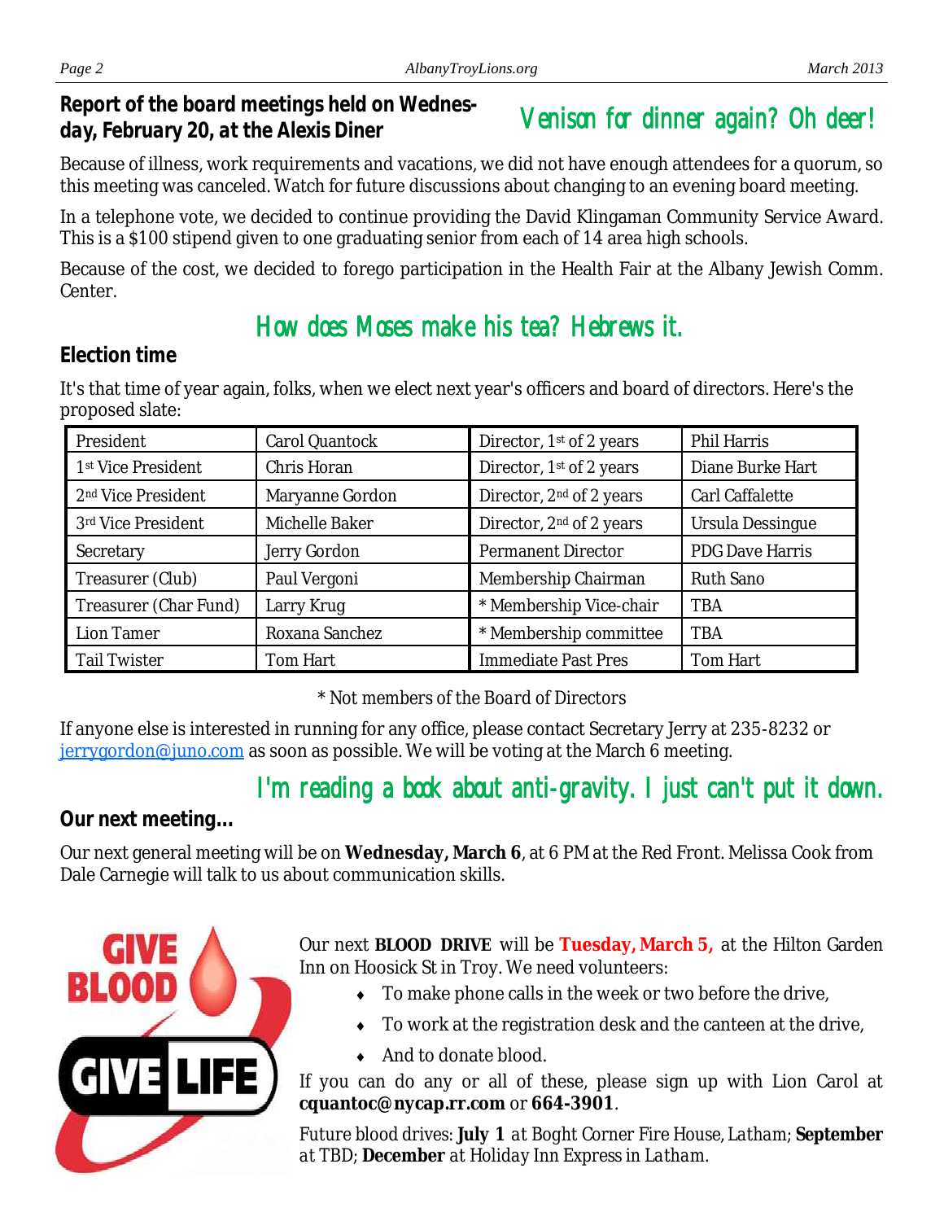## Report of the board meetings held on Wednesday, February 20, at the Alexis Diner

*Venison for dinner again? Oh deer!*

Because of illness, work requirements and vacations, we did not have enough attendees for a quorum, so this meeting was canceled. Watch for future discussions about changing to an evening board meeting.

In a telephone vote, we decided to continue providing the David Klingaman Community Service Award. This is a $100 stipend given to one graduating senior from each of 14 area high schools.

Because of the cost, we decided to forego participation in the Health Fair at the Albany Jewish Comm. Center.

*How does Moses make his tea? Hebrews it.*

## Election time

It's that time of year again, folks, when we elect next year's officers and board of directors. Here's the proposed slate:

| President | Carol Quantock | Director, 1st of 2 years | Phil Harris |
|---|---|---|---|
| 1st Vice President | Chris Horan | Director, 1st of 2 years | Diane Burke Hart |
| 2nd Vice President | Maryanne Gordon | Director, 2nd of 2 years | Carl Caffalette |
| 3rd Vice President | Michelle Baker | Director, 2nd of 2 years | Ursula Dessingue |
| Secretary | Jerry Gordon | Permanent Director | PDG Dave Harris |
| Treasurer (Club) | Paul Vergoni | Membership Chairman | Ruth Sano |
| Treasurer (Char Fund) | Larry Krug | * Membership Vice-chair | TBA |
| Lion Tamer | Roxana Sanchez | * Membership committee | TBA |
| Tail Twister | Tom Hart | Immediate Past Pres | Tom Hart |

\* Not members of the Board of Directors

If anyone else is interested in running for any office, please contact Secretary Jerry at 235-8232 or jerrygordon@juno.com as soon as possible. We will be voting at the March 6 meeting.

*I'm reading a book about anti-gravity. I just can't put it down.*

## Our next meeting...

Our next general meeting will be on **Wednesday, March 6**, at 6 PM at the Red Front. Melissa Cook from Dale Carnegie will talk to us about communication skills.

GIVE BLOOD GIVE LIFE

Our next **BLOOD DRIVE** will be **Tuesday, March 5,** at the Hilton Garden Inn on Hoosick St in Troy. We need volunteers:

- To make phone calls in the week or two before the drive,
- To work at the registration desk and the canteen at the drive,
- And to donate blood.

If you can do any or all of these, please sign up with Lion Carol at **cquantoc@nycap.rr.com** or **664-3901**.

*Future blood drives:* **July 1** *at Boght Corner Fire House, Latham;* **September** *at TBD;* **December** *at Holiday Inn Express in Latham.*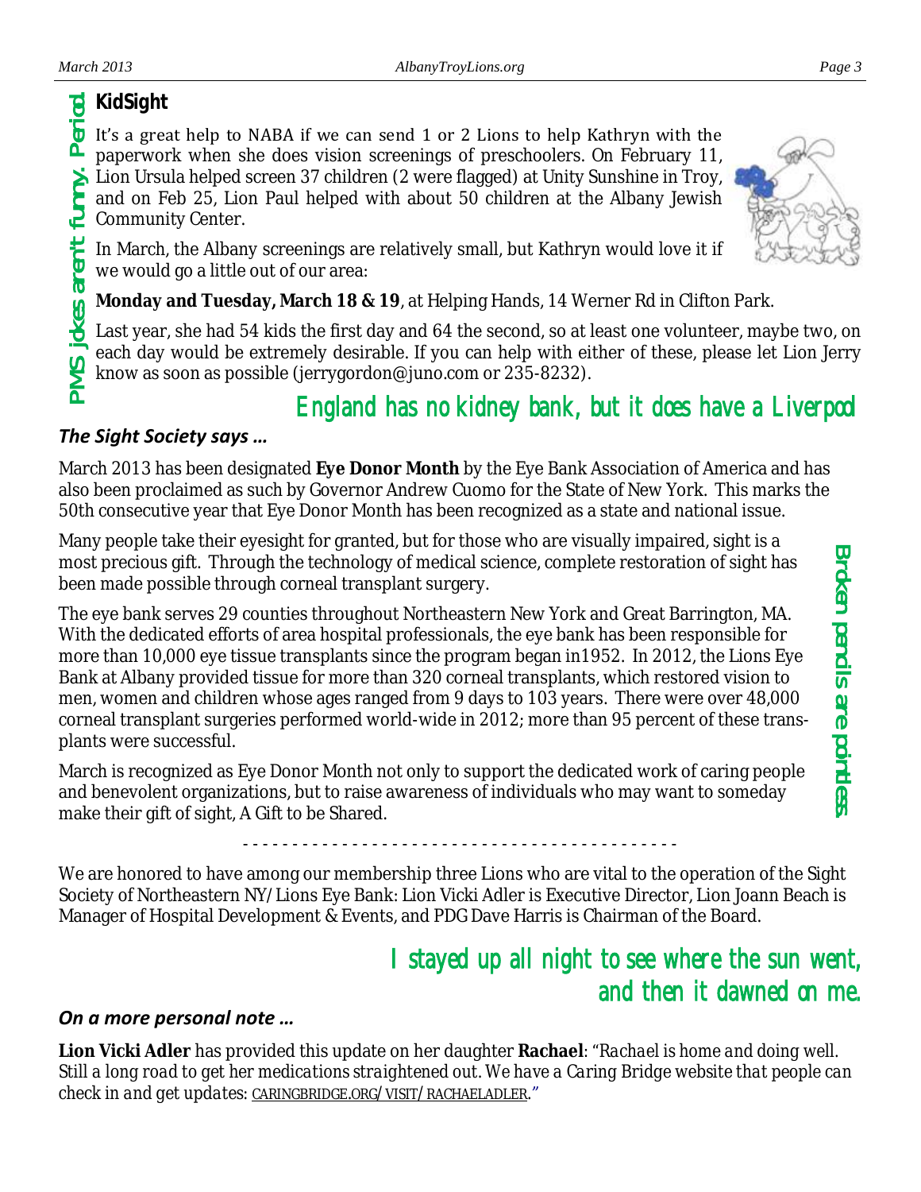## KidSight

PMS jokes aren't funny. Period.

It's a great help to NABA if we can send 1 or 2 Lions to help Kathryn with the paperwork when she does vision screenings of preschoolers. On February 11, Lion Ursula helped screen 37 children (2 were flagged) at Unity Sunshine in Troy, and on Feb 25, Lion Paul helped with about 50 children at the Albany Jewish Community Center.

In March, the Albany screenings are relatively small, but Kathryn would love it if we would go a little out of our area:

**Monday and Tuesday, March 18 & 19**, at Helping Hands, 14 Werner Rd in Clifton Park.

Last year, she had 54 kids the first day and 64 the second, so at least one volunteer, maybe two, on each day would be extremely desirable. If you can help with either of these, please let Lion Jerry know as soon as possible (jerrygordon@juno.com or 235-8232).

England has no kidney bank, but it does have a Liverpool

### *The Sight Society says …*

March 2013 has been designated **Eye Donor Month** by the Eye Bank Association of America and has also been proclaimed as such by Governor Andrew Cuomo for the State of New York. This marks the 50th consecutive year that Eye Donor Month has been recognized as a state and national issue.

Many people take their eyesight for granted, but for those who are visually impaired, sight is a most precious gift. Through the technology of medical science, complete restoration of sight has been made possible through corneal transplant surgery.

The eye bank serves 29 counties throughout Northeastern New York and Great Barrington, MA. With the dedicated efforts of area hospital professionals, the eye bank has been responsible for more than 10,000 eye tissue transplants since the program began in1952. In 2012, the Lions Eye Bank at Albany provided tissue for more than 320 corneal transplants, which restored vision to men, women and children whose ages ranged from 9 days to 103 years. There were over 48,000 corneal transplant surgeries performed world-wide in 2012; more than 95 percent of these transplants were successful.

March is recognized as Eye Donor Month not only to support the dedicated work of caring people and benevolent organizations, but to raise awareness of individuals who may want to someday make their gift of sight, A Gift to be Shared.

Broken pencils are pointless

- - - - - - - - - - - - - - - - - - - - - - - - - - - - - - - - - - - - - - - - - - - -

We are honored to have among our membership three Lions who are vital to the operation of the Sight Society of Northeastern NY/Lions Eye Bank: Lion Vicki Adler is Executive Director, Lion Joann Beach is Manager of Hospital Development & Events, and PDG Dave Harris is Chairman of the Board.

I stayed up all night to see where the sun went, and then it dawned on me.

### *On a more personal note …*

**Lion Vicki Adler** has provided this update on her daughter **Rachael**: "*Rachael is home and doing well. Still a long road to get her medications straightened out. We have a Caring Bridge website that people can check in and get updates:* CARINGBRIDGE.ORG/VISIT/RACHAELADLER."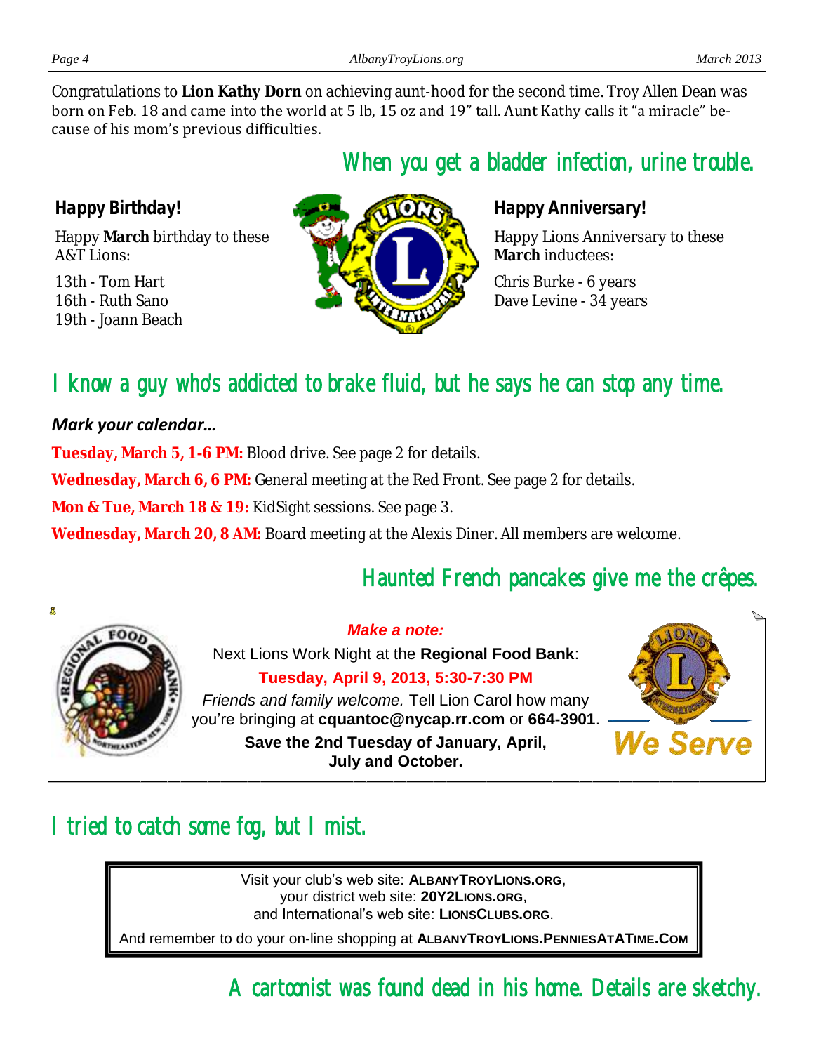Congratulations to **Lion Kathy Dorn** on achieving aunt-hood for the second time. Troy Allen Dean was born on Feb. 18 and came into the world at 5 lb, 15 oz and 19" tall. Aunt Kathy calls it "a miracle" because of his mom's previous difficulties.

When you get a bladder infection, urine trouble.

### Happy Birthday!

Happy **March** birthday to these A&T Lions:

13th - Tom Hart
16th - Ruth Sano
19th - Joann Beach

### Happy Anniversary!

Happy Lions Anniversary to these **March** inductees:

Chris Burke - 6 years
Dave Levine - 34 years

I know a guy who's addicted to brake fluid, but he says he can stop any time.

### *Mark your calendar…*

**Tuesday, March 5, 1-6 PM:** Blood drive. See page 2 for details.

**Wednesday, March 6, 6 PM:** General meeting at the Red Front. See page 2 for details.

**Mon & Tue, March 18 & 19:** KidSight sessions. See page 3.

**Wednesday, March 20, 8 AM:** Board meeting at the Alexis Diner. All members are welcome.

Haunted French pancakes give me the crêpes.

***Make a note:***

Next Lions Work Night at the **Regional Food Bank**:

**Tuesday, April 9, 2013, 5:30-7:30 PM**

*Friends and family welcome.* Tell Lion Carol how many you're bringing at **cquantoc@nycap.rr.com** or **664-3901**.

**Save the 2nd Tuesday of January, April, July and October.**

We Serve

I tried to catch some fog, but I mist.

Visit your club's web site: **ALBANYTROYLIONS.ORG**,
your district web site: **20Y2LIONS.ORG**,
and International's web site: **LIONSCLUBS.ORG**.

And remember to do your on-line shopping at **ALBANYTROYLIONS.PENNIESATATIME.COM**

A cartoonist was found dead in his home. Details are sketchy.